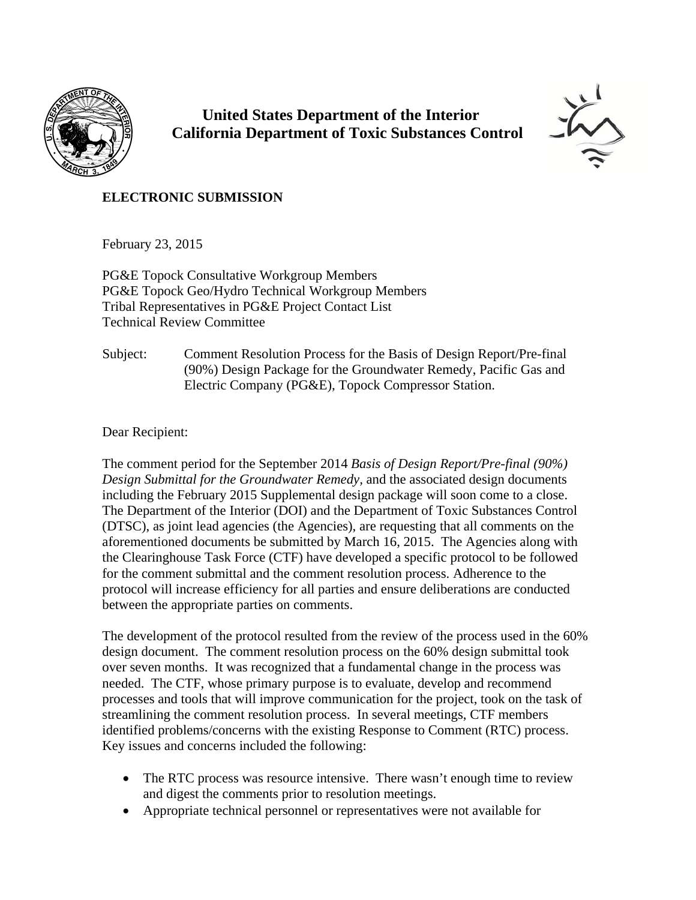**United States Department of the Interior**
**California Department of Toxic Substances Control**

**ELECTRONIC SUBMISSION**

February 23, 2015

PG&E Topock Consultative Workgroup Members
PG&E Topock Geo/Hydro Technical Workgroup Members
Tribal Representatives in PG&E Project Contact List
Technical Review Committee

Subject: Comment Resolution Process for the Basis of Design Report/Pre-final (90%) Design Package for the Groundwater Remedy, Pacific Gas and Electric Company (PG&E), Topock Compressor Station.

Dear Recipient:

The comment period for the September 2014 *Basis of Design Report/Pre-final (90%) Design Submittal for the Groundwater Remedy*, and the associated design documents including the February 2015 Supplemental design package will soon come to a close. The Department of the Interior (DOI) and the Department of Toxic Substances Control (DTSC), as joint lead agencies (the Agencies), are requesting that all comments on the aforementioned documents be submitted by March 16, 2015. The Agencies along with the Clearinghouse Task Force (CTF) have developed a specific protocol to be followed for the comment submittal and the comment resolution process. Adherence to the protocol will increase efficiency for all parties and ensure deliberations are conducted between the appropriate parties on comments.

The development of the protocol resulted from the review of the process used in the 60% design document. The comment resolution process on the 60% design submittal took over seven months. It was recognized that a fundamental change in the process was needed. The CTF, whose primary purpose is to evaluate, develop and recommend processes and tools that will improve communication for the project, took on the task of streamlining the comment resolution process. In several meetings, CTF members identified problems/concerns with the existing Response to Comment (RTC) process. Key issues and concerns included the following:

- The RTC process was resource intensive. There wasn't enough time to review and digest the comments prior to resolution meetings.
- Appropriate technical personnel or representatives were not available for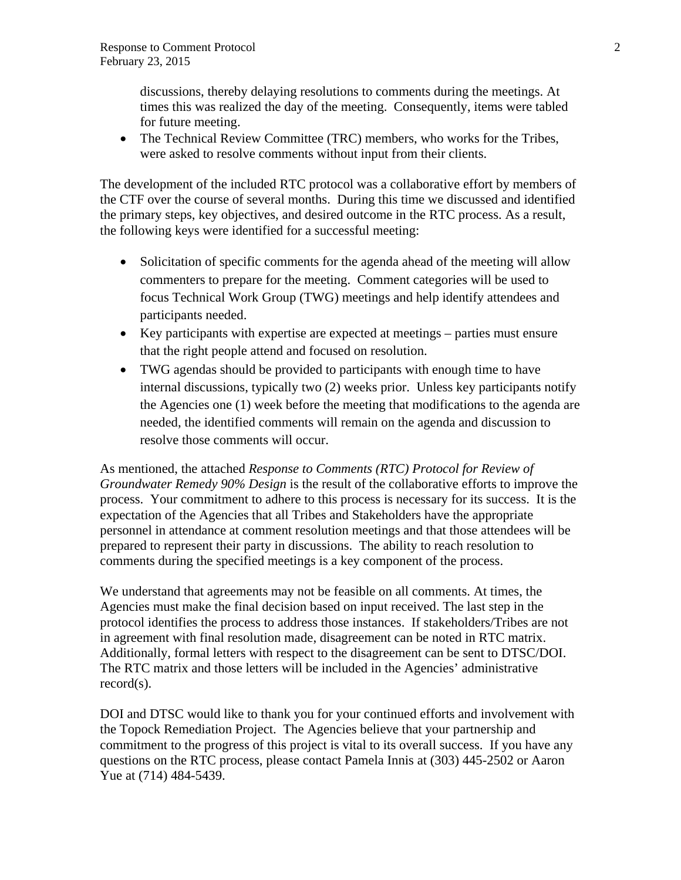discussions, thereby delaying resolutions to comments during the meetings. At times this was realized the day of the meeting. Consequently, items were tabled for future meeting.

- The Technical Review Committee (TRC) members, who works for the Tribes, were asked to resolve comments without input from their clients.

The development of the included RTC protocol was a collaborative effort by members of the CTF over the course of several months. During this time we discussed and identified the primary steps, key objectives, and desired outcome in the RTC process. As a result, the following keys were identified for a successful meeting:

- Solicitation of specific comments for the agenda ahead of the meeting will allow commenters to prepare for the meeting. Comment categories will be used to focus Technical Work Group (TWG) meetings and help identify attendees and participants needed.
- Key participants with expertise are expected at meetings – parties must ensure that the right people attend and focused on resolution.
- TWG agendas should be provided to participants with enough time to have internal discussions, typically two (2) weeks prior. Unless key participants notify the Agencies one (1) week before the meeting that modifications to the agenda are needed, the identified comments will remain on the agenda and discussion to resolve those comments will occur.

As mentioned, the attached *Response to Comments (RTC) Protocol for Review of Groundwater Remedy 90% Design* is the result of the collaborative efforts to improve the process. Your commitment to adhere to this process is necessary for its success. It is the expectation of the Agencies that all Tribes and Stakeholders have the appropriate personnel in attendance at comment resolution meetings and that those attendees will be prepared to represent their party in discussions. The ability to reach resolution to comments during the specified meetings is a key component of the process.

We understand that agreements may not be feasible on all comments. At times, the Agencies must make the final decision based on input received. The last step in the protocol identifies the process to address those instances. If stakeholders/Tribes are not in agreement with final resolution made, disagreement can be noted in RTC matrix. Additionally, formal letters with respect to the disagreement can be sent to DTSC/DOI. The RTC matrix and those letters will be included in the Agencies' administrative record(s).

DOI and DTSC would like to thank you for your continued efforts and involvement with the Topock Remediation Project. The Agencies believe that your partnership and commitment to the progress of this project is vital to its overall success. If you have any questions on the RTC process, please contact Pamela Innis at (303) 445-2502 or Aaron Yue at (714) 484-5439.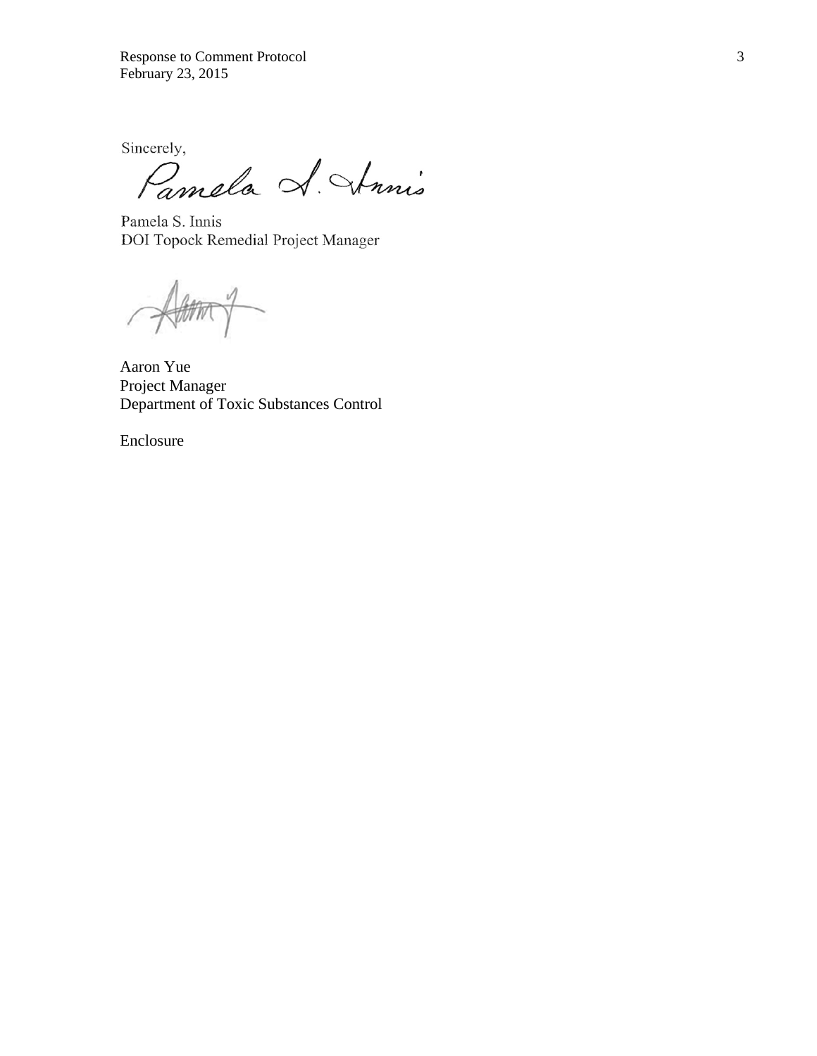Sincerely,

Pamela S. Innis
DOI Topock Remedial Project Manager

Aaron Yue
Project Manager
Department of Toxic Substances Control

Enclosure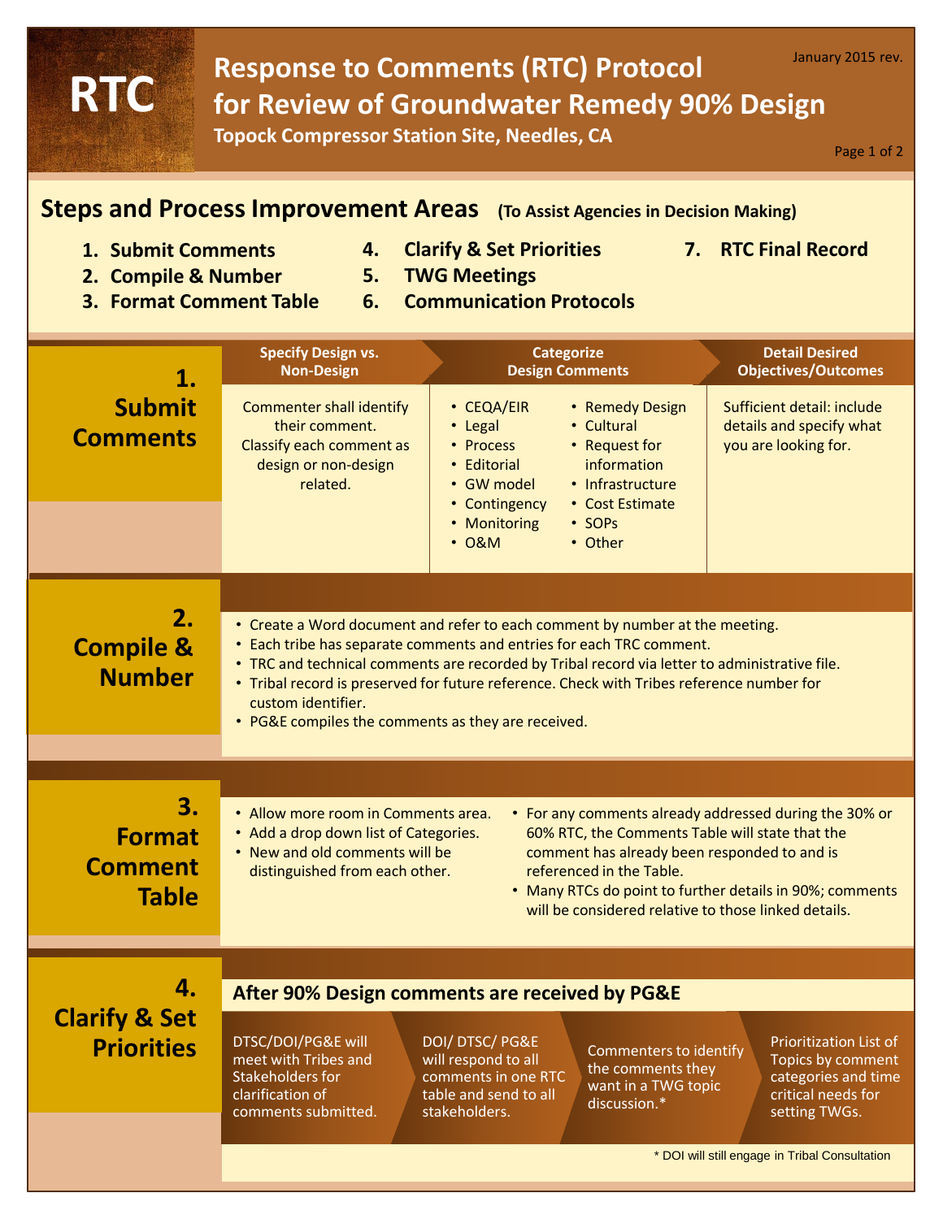# RTC

# Response to Comments (RTC) Protocol for Review of Groundwater Remedy 90% Design

**Topock Compressor Station Site, Needles, CA**

January 2015 rev.

## Steps and Process Improvement Areas (To Assist Agencies in Decision Making)

1. **Submit Comments**
2. **Compile & Number**
3. **Format Comment Table**
4. **Clarify & Set Priorities**
5. **TWG Meetings**
6. **Communication Protocols**
7. **RTC Final Record**

## 1. Submit Comments

| Specify Design vs. Non-Design | Categorize Design Comments | Detail Desired Objectives/Outcomes |
|---|---|---|
| Commenter shall identify their comment. Classify each comment as design or non-design related. | • CEQA/EIR<br>• Legal<br>• Process<br>• Editorial<br>• GW model<br>• Contingency<br>• Monitoring<br>• O&M<br>• Remedy Design<br>• Cultural<br>• Request for information<br>• Infrastructure<br>• Cost Estimate<br>• SOPs<br>• Other | Sufficient detail: include details and specify what you are looking for. |

## 2. Compile & Number

- Create a Word document and refer to each comment by number at the meeting.
- Each tribe has separate comments and entries for each TRC comment.
- TRC and technical comments are recorded by Tribal record via letter to administrative file.
- Tribal record is preserved for future reference. Check with Tribes reference number for custom identifier.
- PG&E compiles the comments as they are received.

## 3. Format Comment Table

- Allow more room in Comments area.
- Add a drop down list of Categories.
- New and old comments will be distinguished from each other.
- For any comments already addressed during the 30% or 60% RTC, the Comments Table will state that the comment has already been responded to and is referenced in the Table.
- Many RTCs do point to further details in 90%; comments will be considered relative to those linked details.

## 4. Clarify & Set Priorities

**After 90% Design comments are received by PG&E**

1. DTSC/DOI/PG&E will meet with Tribes and Stakeholders for clarification of comments submitted.
2. DOI/ DTSC/ PG&E will respond to all comments in one RTC table and send to all stakeholders.
3. Commenters to identify the comments they want in a TWG topic discussion.*
4. Prioritization List of Topics by comment categories and time critical needs for setting TWGs.

\* DOI will still engage in Tribal Consultation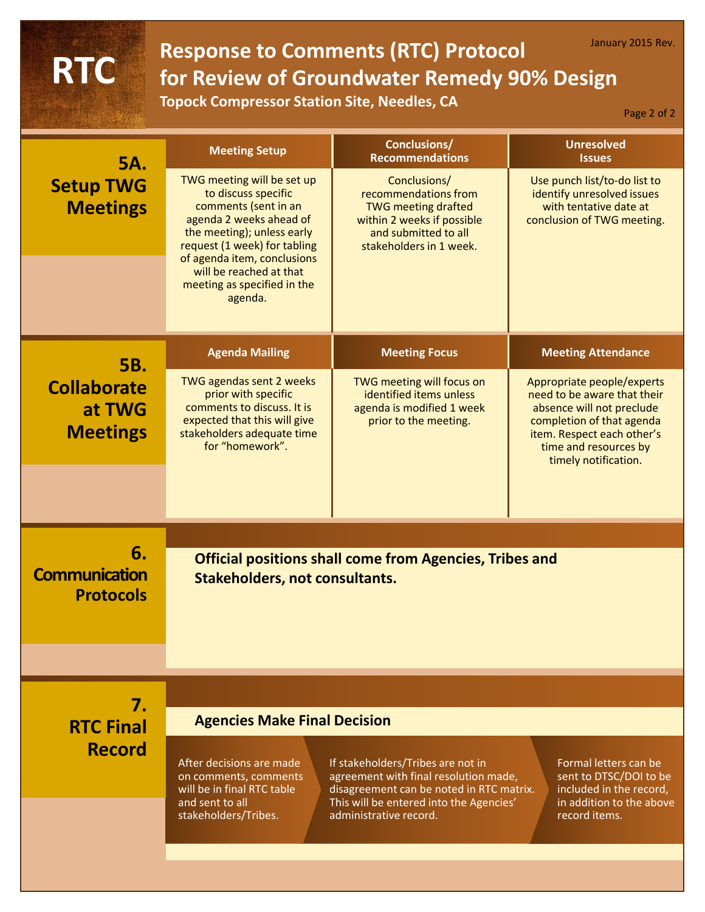# RTC

## Response to Comments (RTC) Protocol for Review of Groundwater Remedy 90% Design

**Topock Compressor Station Site, Needles, CA**

January 2015 Rev.

## 5A. Setup TWG Meetings

| Meeting Setup | Conclusions/ Recommendations | Unresolved Issues |
|---|---|---|
| TWG meeting will be set up to discuss specific comments (sent in an agenda 2 weeks ahead of the meeting); unless early request (1 week) for tabling of agenda item, conclusions will be reached at that meeting as specified in the agenda. | Conclusions/ recommendations from TWG meeting drafted within 2 weeks if possible and submitted to all stakeholders in 1 week. | Use punch list/to-do list to identify unresolved issues with tentative date at conclusion of TWG meeting. |

## 5B. Collaborate at TWG Meetings

| Agenda Mailing | Meeting Focus | Meeting Attendance |
|---|---|---|
| TWG agendas sent 2 weeks prior with specific comments to discuss. It is expected that this will give stakeholders adequate time for "homework". | TWG meeting will focus on identified items unless agenda is modified 1 week prior to the meeting. | Appropriate people/experts need to be aware that their absence will not preclude completion of that agenda item. Respect each other's time and resources by timely notification. |

## 6. Communication Protocols

**Official positions shall come from Agencies, Tribes and Stakeholders, not consultants.**

## 7. RTC Final Record

**Agencies Make Final Decision**

After decisions are made on comments, comments will be in final RTC table and sent to all stakeholders/Tribes.

If stakeholders/Tribes are not in agreement with final resolution made, disagreement can be noted in RTC matrix. This will be entered into the Agencies' administrative record.

Formal letters can be sent to DTSC/DOI to be included in the record, in addition to the above record items.